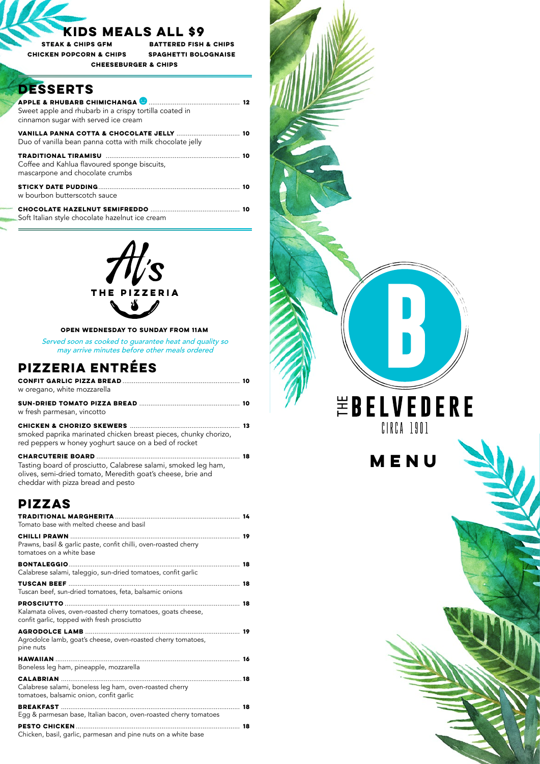## KIDS MEALS ALL $9

**STEAK & CHIPS GFM**
**BATTERED FISH & CHIPS**
**CHICKEN POPCORN & CHIPS**
**SPAGHETTI BOLOGNAISE**
**CHEESEBURGER & CHIPS**

## DESSERTS

**APPLE & RHUBARB CHIMICHANGA** ☺ ................................................. **12**
Sweet apple and rhubarb in a crispy tortilla coated in cinnamon sugar with served ice cream

**VANILLA PANNA COTTA & CHOCOLATE JELLY** .................................. **10**
Duo of vanilla bean panna cotta with milk chocolate jelly

**TRADITIONAL TIRAMISU** ........................................................................ **10**
Coffee and Kahlua flavoured sponge biscuits, mascarpone and chocolate crumbs

**STICKY DATE PUDDING**............................................................................ **10**
w bourbon butterscotch sauce

**CHOCOLATE HAZELNUT SEMIFREDDO** ................................................ **10**
Soft Italian style chocolate hazelnut ice cream

# Al's
THE PIZZERIA

**OPEN WEDNESDAY TO SUNDAY FROM 11AM**

*Served soon as cooked to guarantee heat and quality so may arrive minutes before other meals ordered*

## PIZZERIA ENTRÉES

**CONFIT GARLIC PIZZA BREAD**............................................................... **10**
w oregano, white mozzarella

**SUN-DRIED TOMATO PIZZA BREAD** ...................................................... **10**
w fresh parmesan, vincotto

**CHICKEN & CHORIZO SKEWERS** ........................................................... **13**
smoked paprika marinated chicken breast pieces, chunky chorizo, red peppers w honey yoghurt sauce on a bed of rocket

**CHARCUTERIE BOARD** ............................................................................. **18**
Tasting board of prosciutto, Calabrese salami, smoked leg ham, olives, semi-dried tomato, Meredith goat's cheese, brie and cheddar with pizza bread and pesto

## PIZZAS

**TRADITIONAL MARGHERITA** ................................................................... **14**
Tomato base with melted cheese and basil

**CHILLI PRAWN** .......................................................................................... **19**
Prawns, basil & garlic paste, confit chilli, oven-roasted cherry tomatoes on a white base

**BONTALEGGIO**............................................................................................ **18**
Calabrese salami, taleggio, sun-dried tomatoes, confit garlic

**TUSCAN BEEF** ............................................................................................ **18**
Tuscan beef, sun-dried tomatoes, feta, balsamic onions

**PROSCIUTTO** .............................................................................................. **18**
Kalamata olives, oven-roasted cherry tomatoes, goats cheese, confit garlic, topped with fresh prosciutto

**AGRODOLCE LAMB** ................................................................................... **19**
Agrodolce lamb, goat's cheese, oven-roasted cherry tomatoes, pine nuts

**HAWAIIAN** ................................................................................................... **16**
Boneless leg ham, pineapple, mozzarella

**CALABRIAN** ................................................................................................. **18**
Calabrese salami, boneless leg ham, oven-roasted cherry tomatoes, balsamic onion, confit garlic

**BREAKFAST** ................................................................................................ **18**
Egg & parmesan base, Italian bacon, oven-roasted cherry tomatoes

**PESTO CHICKEN** ........................................................................................ **18**
Chicken, basil, garlic, parmesan and pine nuts on a white base

B

THE BELVEDERE
CIRCA 1901

# MENU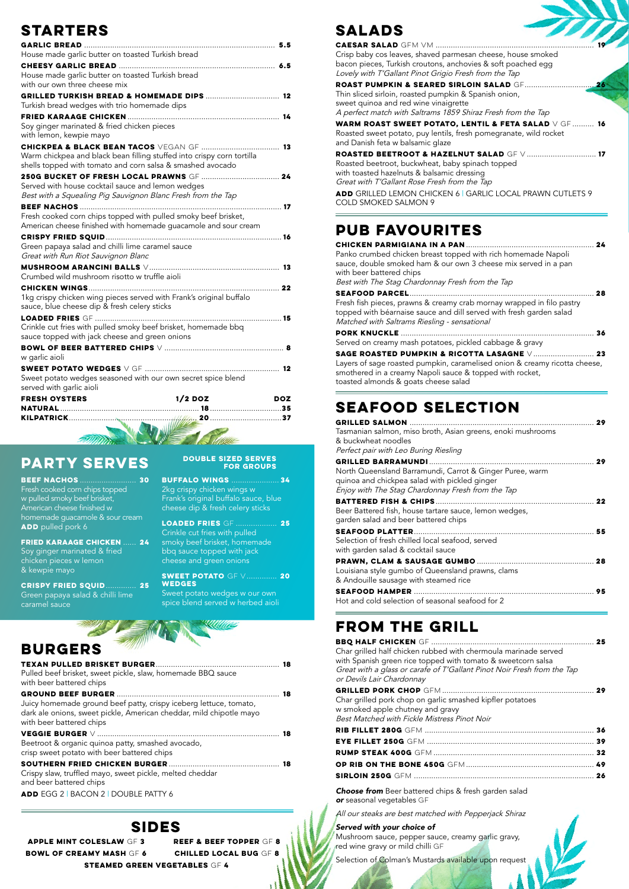## STARTERS

**GARLIC BREAD** ........ 5.5
House made garlic butter on toasted Turkish bread

**CHEESY GARLIC BREAD** ........ 6.5
House made garlic butter on toasted Turkish bread with our own three cheese mix

**GRILLED TURKISH BREAD & HOMEMADE DIPS** ........ 12
Turkish bread wedges with trio homemade dips

**FRIED KARAAGE CHICKEN** ........ 14
Soy ginger marinated & fried chicken pieces with lemon, kewpie mayo

**CHICKPEA & BLACK BEAN TACOS** VEGAN GF ........ 13
Warm chickpea and black bean filling stuffed into crispy corn tortilla shells topped with tomato and corn salsa & smashed avocado

**250G BUCKET OF FRESH LOCAL PRAWNS** GF ........ 24
Served with house cocktail sauce and lemon wedges
*Best with a Squealing Pig Sauvignon Blanc Fresh from the Tap*

**BEEF NACHOS** ........ 17
Fresh cooked corn chips topped with pulled smoky beef brisket, American cheese finished with homemade guacamole and sour cream

**CRISPY FRIED SQUID** ........ 16
Green papaya salad and chilli lime caramel sauce
*Great with Run Riot Sauvignon Blanc*

**MUSHROOM ARANCINI BALLS** V ........ 13
Crumbed wild mushroom risotto w truffle aioli

**CHICKEN WINGS** ........ 22
1kg crispy chicken wing pieces served with Frank's original buffalo sauce, blue cheese dip & fresh celery sticks

**LOADED FRIES** GF ........ 15
Crinkle cut fries with pulled smoky beef brisket, homemade bbq sauce topped with jack cheese and green onions

**BOWL OF BEER BATTERED CHIPS** V ........ 8
w garlic aioli

**SWEET POTATO WEDGES** V GF ........ 12
Sweet potato wedges seasoned with our own secret spice blend served with garlic aioli

| FRESH OYSTERS | 1/2 DOZ | DOZ |
|---|---|---|
| NATURAL | 18 | 35 |
| KILPATRICK | 20 | 37 |

## PARTY SERVES

**DOUBLE SIZED SERVES FOR GROUPS**

**BEEF NACHOS** ........ 30
Fresh cooked corn chips topped w pulled smoky beef brisket, American cheese finished w homemade guacamole & sour cream
**ADD** pulled pork 6

**FRIED KARAAGE CHICKEN** ........ 24
Soy ginger marinated & fried chicken pieces w lemon & kewpie mayo

**CRISPY FRIED SQUID** ........ 25
Green papaya salad & chilli lime caramel sauce

**BUFFALO WINGS** ........ 34
2kg crispy chicken wings w Frank's original buffalo sauce, blue cheese dip & fresh celery sticks

**LOADED FRIES** GF ........ 25
Crinkle cut fries with pulled smoky beef brisket, homemade bbq sauce topped with jack cheese and green onions

**SWEET POTATO WEDGES** GF V ........ 20
Sweet potato wedges w our own spice blend served w herbed aioli

## BURGERS

**TEXAN PULLED BRISKET BURGER** ........ 18
Pulled beef brisket, sweet pickle, slaw, homemade BBQ sauce with beer battered chips

**GROUND BEEF BURGER** ........ 18
Juicy homemade ground beef patty, crispy iceberg lettuce, tomato, dark ale onions, American cheddar, mild chipotle mayo with beer battered chips

**VEGGIE BURGER** V ........ 18
Beetroot & organic quinoa patty, smashed avocado, crisp sweet potato with beer battered chips

**SOUTHERN FRIED CHICKEN BURGER** ........ 18
Crispy slaw, truffled mayo, sweet pickle, melted cheddar and beer battered chips

**ADD** EGG 2 | BACON 2 | DOUBLE PATTY 6

## SIDES

**APPLE MINT COLESLAW** GF 3
**BOWL OF CREAMY MASH** GF 6
**REEF & BEEF TOPPER** GF 8
**CHILLED LOCAL BUG** GF 8
**STEAMED GREEN VEGETABLES** GF 4

## SALADS

**CAESAR SALAD** GFM VM ........ 19
Crisp baby cos leaves, shaved parmesan cheese, house smoked bacon pieces, Turkish croutons, anchovies & soft poached egg
*Lovely with T'Gallant Pinot Grigio Fresh from the Tap*

**ROAST PUMPKIN & SEARED SIRLOIN SALAD** GF ........ 26
Thin sliced sirloin, roasted pumpkin & Spanish onion, sweet quinoa and red wine vinaigrette
*A perfect match with Saltrams 1859 Shiraz Fresh from the Tap*

**WARM ROAST SWEET POTATO, LENTIL & FETA SALAD** V GF ........ 16
Roasted sweet potato, puy lentils, fresh pomegranate, wild rocket and Danish feta w balsamic glaze

**ROASTED BEETROOT & HAZELNUT SALAD** GF V ........ 17
Roasted beetroot, buckwheat, baby spinach topped with toasted hazelnuts & balsamic dressing
*Great with T'Gallant Rose Fresh from the Tap*

**ADD** GRILLED LEMON CHICKEN 6 | GARLIC LOCAL PRAWN CUTLETS 9 COLD SMOKED SALMON 9

## PUB FAVOURITES

**CHICKEN PARMIGIANA IN A PAN** ........ 24
Panko crumbed chicken breast topped with rich homemade Napoli sauce, double smoked ham & our own 3 cheese mix served in a pan with beer battered chips
*Best with The Stag Chardonnay Fresh from the Tap*

**SEAFOOD PARCEL** ........ 28
Fresh fish pieces, prawns & creamy crab mornay wrapped in filo pastry topped with béarnaise sauce and dill served with fresh garden salad
*Matched with Saltrams Riesling - sensational*

**PORK KNUCKLE** ........ 36
Served on creamy mash potatoes, pickled cabbage & gravy

**SAGE ROASTED PUMPKIN & RICOTTA LASAGNE** V ........ 23
Layers of sage roasted pumpkin, caramelised onion & creamy ricotta cheese, smothered in a creamy Napoli sauce & topped with rocket, toasted almonds & goats cheese salad

## SEAFOOD SELECTION

**GRILLED SALMON** ........ 29
Tasmanian salmon, miso broth, Asian greens, enoki mushrooms & buckwheat noodles
*Perfect pair with Leo Buring Riesling*

**GRILLED BARRAMUNDI** ........ 29
North Queensland Barramundi, Carrot & Ginger Puree, warm quinoa and chickpea salad with pickled ginger
*Enjoy with The Stag Chardonnay Fresh from the Tap*

**BATTERED FISH & CHIPS** ........ 22
Beer Battered fish, house tartare sauce, lemon wedges, garden salad and beer battered chips

**SEAFOOD PLATTER** ........ 55
Selection of fresh chilled local seafood, served with garden salad & cocktail sauce

**PRAWN, CLAM & SAUSAGE GUMBO** ........ 28
Louisiana style gumbo of Queensland prawns, clams & Andouille sausage with steamed rice

**SEAFOOD HAMPER** ........ 95
Hot and cold selection of seasonal seafood for 2

## FROM THE GRILL

**BBQ HALF CHICKEN** GF ........ 25
Char grilled half chicken rubbed with chermoula marinade served with Spanish green rice topped with tomato & sweetcorn salsa
*Great with a glass or carafe of T'Gallant Pinot Noir Fresh from the Tap or Devils Lair Chardonnay*

**GRILLED PORK CHOP** GFM ........ 29
Char grilled pork chop on garlic smashed kipfler potatoes w smoked apple chutney and gravy
*Best Matched with Fickle Mistress Pinot Noir*

**RIB FILLET 280G** GFM ........ 36
**EYE FILLET 250G** GFM ........ 39
**RUMP STEAK 400G** GFM ........ 32
**OP RIB ON THE BONE 450G** GFM ........ 49
**SIRLOIN 250G** GFM ........ 26

***Choose from*** Beer battered chips & fresh garden salad
***or*** seasonal vegetables GF

*All our steaks are best matched with Pepperjack Shiraz*

***Served with your choice of***
Mushroom sauce, pepper sauce, creamy garlic gravy, red wine gravy or mild chilli GF

Selection of Colman's Mustards available upon request